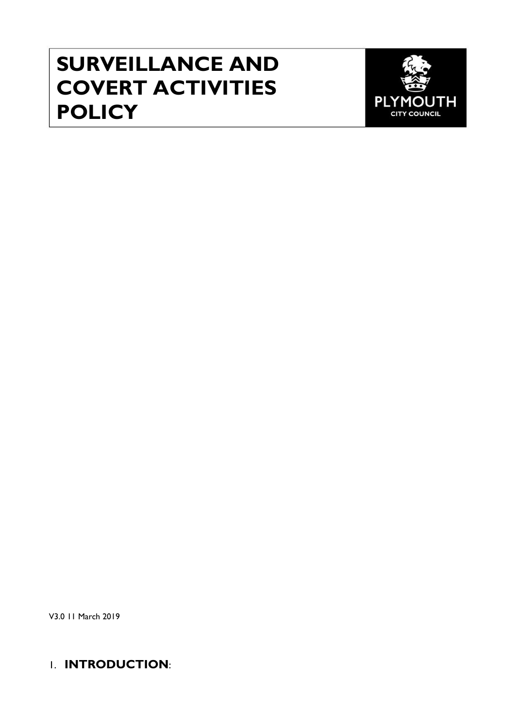# SURVEILLANCE AND COVERT ACTIVITIES POLICY

PLYMOUTH CITY COUNCIL

V3.0 11 March 2019

## 1. INTRODUCTION: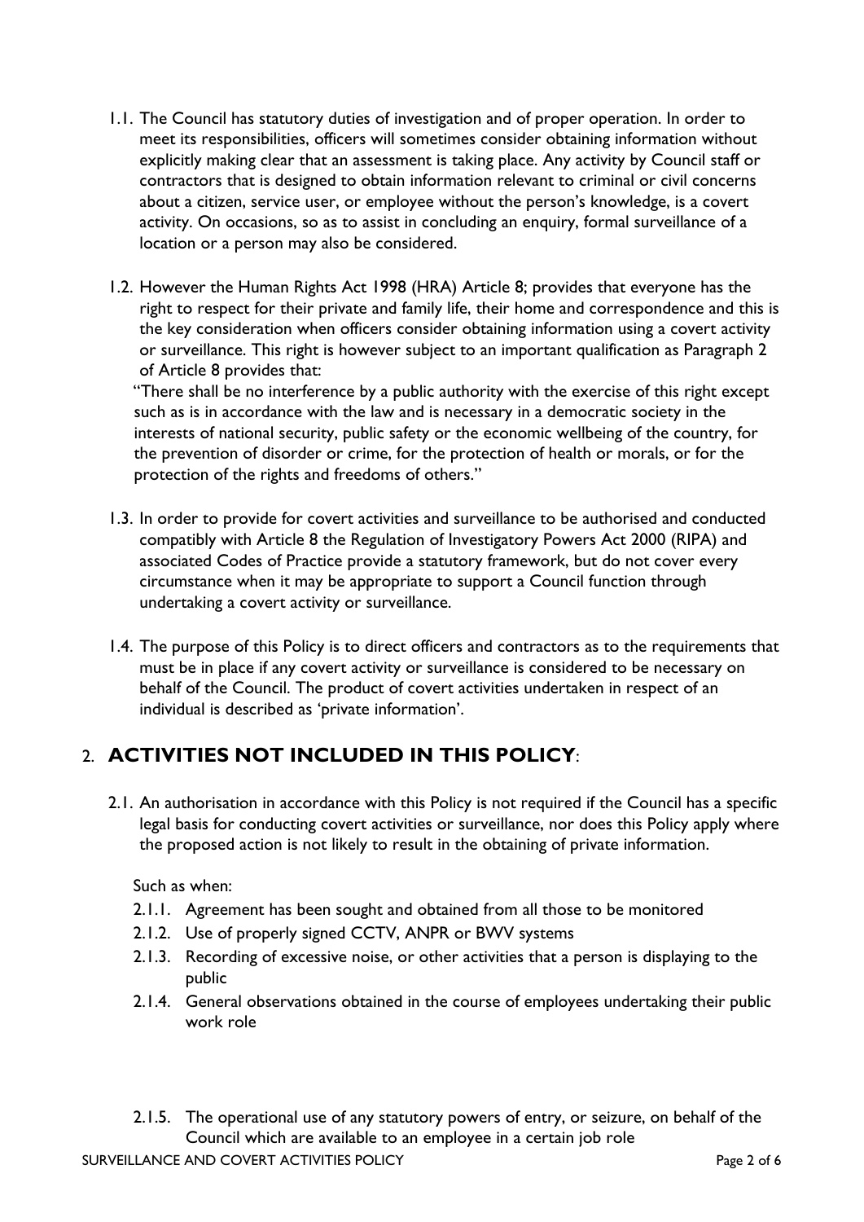1.1. The Council has statutory duties of investigation and of proper operation. In order to meet its responsibilities, officers will sometimes consider obtaining information without explicitly making clear that an assessment is taking place. Any activity by Council staff or contractors that is designed to obtain information relevant to criminal or civil concerns about a citizen, service user, or employee without the person's knowledge, is a covert activity. On occasions, so as to assist in concluding an enquiry, formal surveillance of a location or a person may also be considered.

1.2. However the Human Rights Act 1998 (HRA) Article 8; provides that everyone has the right to respect for their private and family life, their home and correspondence and this is the key consideration when officers consider obtaining information using a covert activity or surveillance. This right is however subject to an important qualification as Paragraph 2 of Article 8 provides that:

"There shall be no interference by a public authority with the exercise of this right except such as is in accordance with the law and is necessary in a democratic society in the interests of national security, public safety or the economic wellbeing of the country, for the prevention of disorder or crime, for the protection of health or morals, or for the protection of the rights and freedoms of others."

1.3. In order to provide for covert activities and surveillance to be authorised and conducted compatibly with Article 8 the Regulation of Investigatory Powers Act 2000 (RIPA) and associated Codes of Practice provide a statutory framework, but do not cover every circumstance when it may be appropriate to support a Council function through undertaking a covert activity or surveillance.

1.4. The purpose of this Policy is to direct officers and contractors as to the requirements that must be in place if any covert activity or surveillance is considered to be necessary on behalf of the Council. The product of covert activities undertaken in respect of an individual is described as 'private information'.

## 2. **ACTIVITIES NOT INCLUDED IN THIS POLICY**:

2.1. An authorisation in accordance with this Policy is not required if the Council has a specific legal basis for conducting covert activities or surveillance, nor does this Policy apply where the proposed action is not likely to result in the obtaining of private information.

Such as when:

- 2.1.1. Agreement has been sought and obtained from all those to be monitored
- 2.1.2. Use of properly signed CCTV, ANPR or BWV systems
- 2.1.3. Recording of excessive noise, or other activities that a person is displaying to the public
- 2.1.4. General observations obtained in the course of employees undertaking their public work role
- 2.1.5. The operational use of any statutory powers of entry, or seizure, on behalf of the Council which are available to an employee in a certain job role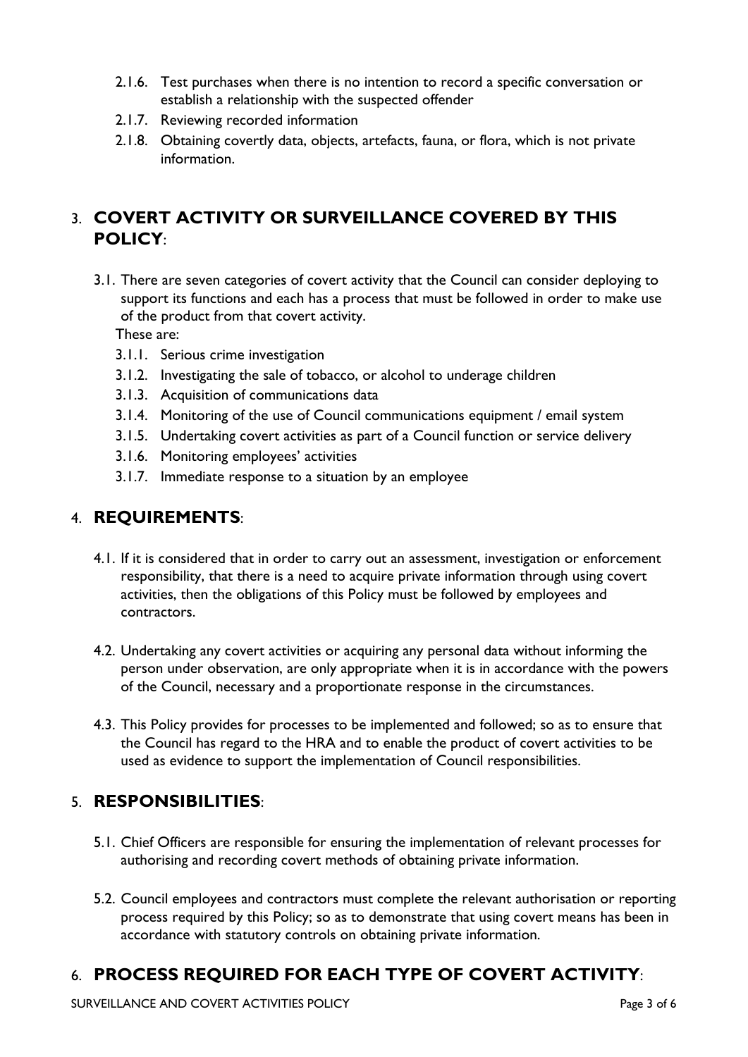2.1.6. Test purchases when there is no intention to record a specific conversation or establish a relationship with the suspected offender

2.1.7. Reviewing recorded information

2.1.8. Obtaining covertly data, objects, artefacts, fauna, or flora, which is not private information.

## 3. COVERT ACTIVITY OR SURVEILLANCE COVERED BY THIS POLICY:

3.1. There are seven categories of covert activity that the Council can consider deploying to support its functions and each has a process that must be followed in order to make use of the product from that covert activity.
These are:

3.1.1. Serious crime investigation

3.1.2. Investigating the sale of tobacco, or alcohol to underage children

3.1.3. Acquisition of communications data

3.1.4. Monitoring of the use of Council communications equipment / email system

3.1.5. Undertaking covert activities as part of a Council function or service delivery

3.1.6. Monitoring employees' activities

3.1.7. Immediate response to a situation by an employee

## 4. REQUIREMENTS:

4.1. If it is considered that in order to carry out an assessment, investigation or enforcement responsibility, that there is a need to acquire private information through using covert activities, then the obligations of this Policy must be followed by employees and contractors.

4.2. Undertaking any covert activities or acquiring any personal data without informing the person under observation, are only appropriate when it is in accordance with the powers of the Council, necessary and a proportionate response in the circumstances.

4.3. This Policy provides for processes to be implemented and followed; so as to ensure that the Council has regard to the HRA and to enable the product of covert activities to be used as evidence to support the implementation of Council responsibilities.

## 5. RESPONSIBILITIES:

5.1. Chief Officers are responsible for ensuring the implementation of relevant processes for authorising and recording covert methods of obtaining private information.

5.2. Council employees and contractors must complete the relevant authorisation or reporting process required by this Policy; so as to demonstrate that using covert means has been in accordance with statutory controls on obtaining private information.

## 6. PROCESS REQUIRED FOR EACH TYPE OF COVERT ACTIVITY: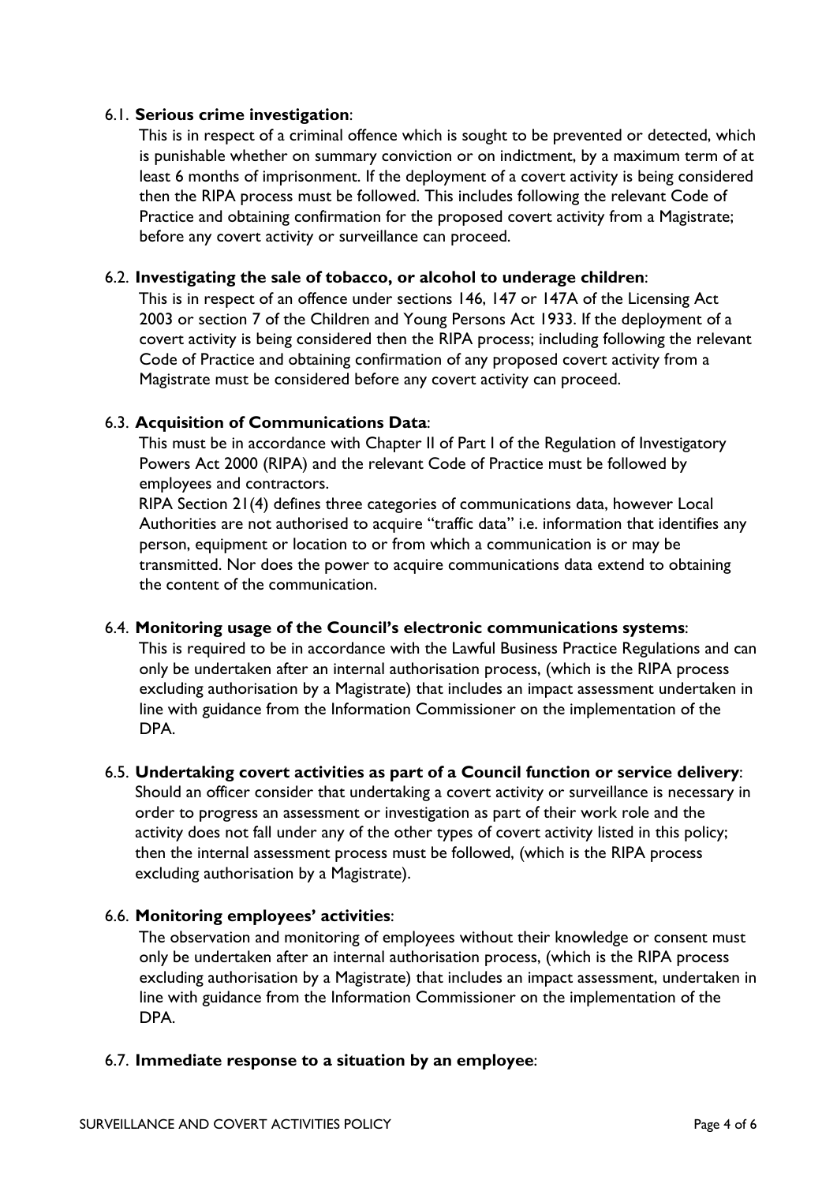6.1. **Serious crime investigation**:

This is in respect of a criminal offence which is sought to be prevented or detected, which is punishable whether on summary conviction or on indictment, by a maximum term of at least 6 months of imprisonment. If the deployment of a covert activity is being considered then the RIPA process must be followed. This includes following the relevant Code of Practice and obtaining confirmation for the proposed covert activity from a Magistrate; before any covert activity or surveillance can proceed.

6.2. **Investigating the sale of tobacco, or alcohol to underage children**:

This is in respect of an offence under sections 146, 147 or 147A of the Licensing Act 2003 or section 7 of the Children and Young Persons Act 1933. If the deployment of a covert activity is being considered then the RIPA process; including following the relevant Code of Practice and obtaining confirmation of any proposed covert activity from a Magistrate must be considered before any covert activity can proceed.

6.3. **Acquisition of Communications Data**:

This must be in accordance with Chapter II of Part I of the Regulation of Investigatory Powers Act 2000 (RIPA) and the relevant Code of Practice must be followed by employees and contractors.

RIPA Section 21(4) defines three categories of communications data, however Local Authorities are not authorised to acquire "traffic data" i.e. information that identifies any person, equipment or location to or from which a communication is or may be transmitted. Nor does the power to acquire communications data extend to obtaining the content of the communication.

6.4. **Monitoring usage of the Council's electronic communications systems**:

This is required to be in accordance with the Lawful Business Practice Regulations and can only be undertaken after an internal authorisation process, (which is the RIPA process excluding authorisation by a Magistrate) that includes an impact assessment undertaken in line with guidance from the Information Commissioner on the implementation of the DPA.

6.5. **Undertaking covert activities as part of a Council function or service delivery**:

Should an officer consider that undertaking a covert activity or surveillance is necessary in order to progress an assessment or investigation as part of their work role and the activity does not fall under any of the other types of covert activity listed in this policy; then the internal assessment process must be followed, (which is the RIPA process excluding authorisation by a Magistrate).

6.6. **Monitoring employees' activities**:

The observation and monitoring of employees without their knowledge or consent must only be undertaken after an internal authorisation process, (which is the RIPA process excluding authorisation by a Magistrate) that includes an impact assessment, undertaken in line with guidance from the Information Commissioner on the implementation of the DPA.

6.7. **Immediate response to a situation by an employee**: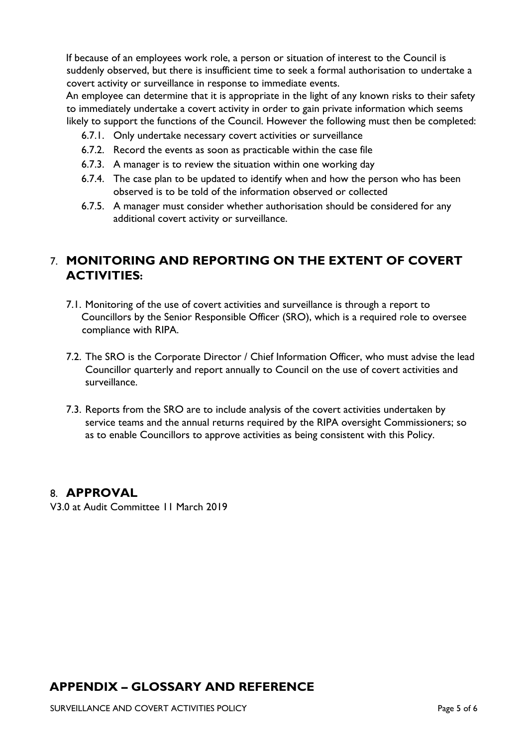If because of an employees work role, a person or situation of interest to the Council is suddenly observed, but there is insufficient time to seek a formal authorisation to undertake a covert activity or surveillance in response to immediate events.
An employee can determine that it is appropriate in the light of any known risks to their safety to immediately undertake a covert activity in order to gain private information which seems likely to support the functions of the Council. However the following must then be completed:

- 6.7.1. Only undertake necessary covert activities or surveillance
- 6.7.2. Record the events as soon as practicable within the case file
- 6.7.3. A manager is to review the situation within one working day
- 6.7.4. The case plan to be updated to identify when and how the person who has been observed is to be told of the information observed or collected
- 6.7.5. A manager must consider whether authorisation should be considered for any additional covert activity or surveillance.

## 7. MONITORING AND REPORTING ON THE EXTENT OF COVERT ACTIVITIES:

7.1. Monitoring of the use of covert activities and surveillance is through a report to Councillors by the Senior Responsible Officer (SRO), which is a required role to oversee compliance with RIPA.

7.2. The SRO is the Corporate Director / Chief Information Officer, who must advise the lead Councillor quarterly and report annually to Council on the use of covert activities and surveillance.

7.3. Reports from the SRO are to include analysis of the covert activities undertaken by service teams and the annual returns required by the RIPA oversight Commissioners; so as to enable Councillors to approve activities as being consistent with this Policy.

## 8. APPROVAL

V3.0 at Audit Committee 11 March 2019

## APPENDIX – GLOSSARY AND REFERENCE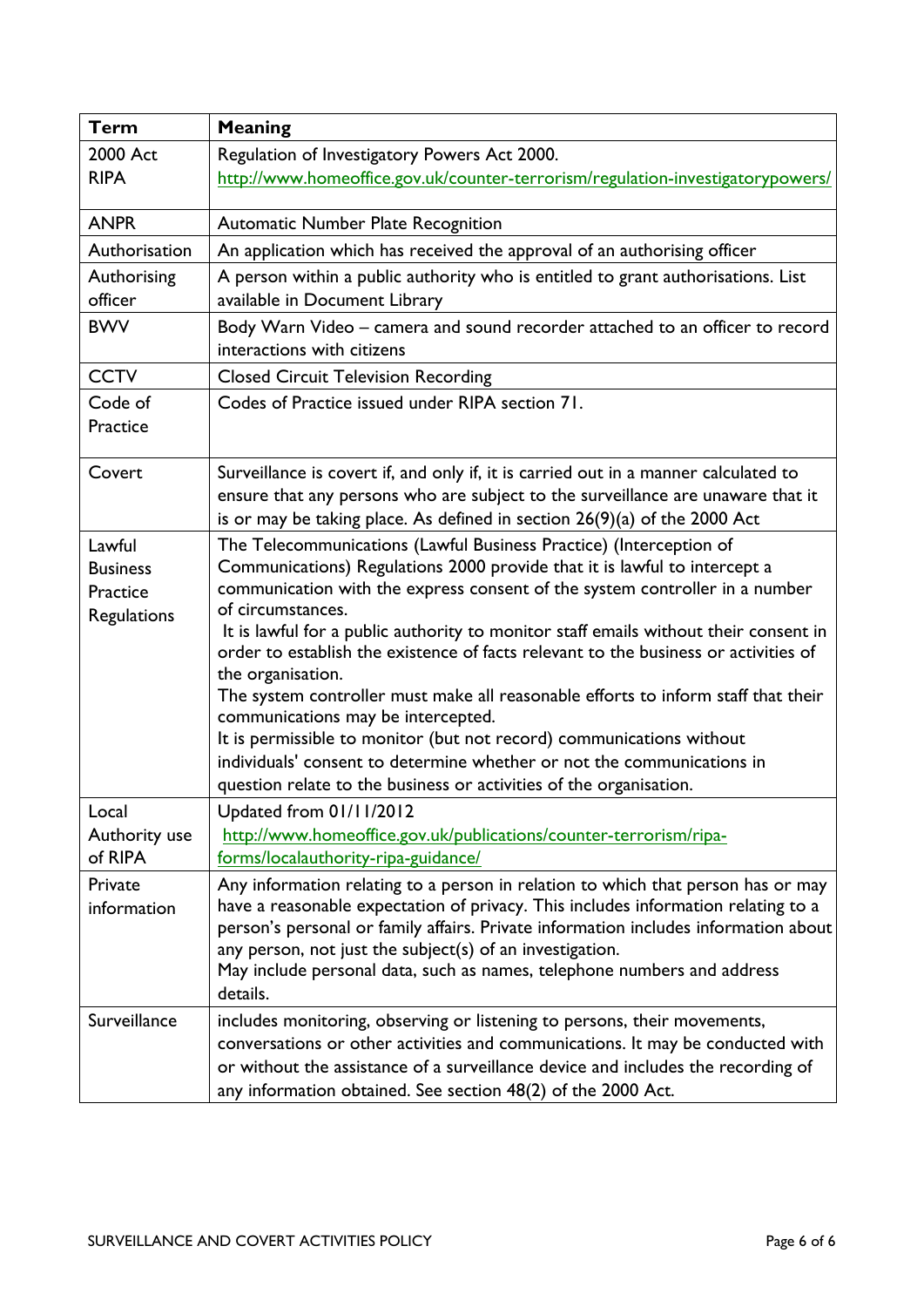| Term | Meaning |
| --- | --- |
| 2000 Act RIPA | Regulation of Investigatory Powers Act 2000. http://www.homeoffice.gov.uk/counter-terrorism/regulation-investigatorypowers/ |
| ANPR | Automatic Number Plate Recognition |
| Authorisation | An application which has received the approval of an authorising officer |
| Authorising officer | A person within a public authority who is entitled to grant authorisations. List available in Document Library |
| BWV | Body Warn Video – camera and sound recorder attached to an officer to record interactions with citizens |
| CCTV | Closed Circuit Television Recording |
| Code of Practice | Codes of Practice issued under RIPA section 71. |
| Covert | Surveillance is covert if, and only if, it is carried out in a manner calculated to ensure that any persons who are subject to the surveillance are unaware that it is or may be taking place. As defined in section 26(9)(a) of the 2000 Act |
| Lawful Business Practice Regulations | The Telecommunications (Lawful Business Practice) (Interception of Communications) Regulations 2000 provide that it is lawful to intercept a communication with the express consent of the system controller in a number of circumstances.<br>It is lawful for a public authority to monitor staff emails without their consent in order to establish the existence of facts relevant to the business or activities of the organisation.<br>The system controller must make all reasonable efforts to inform staff that their communications may be intercepted.<br>It is permissible to monitor (but not record) communications without individuals' consent to determine whether or not the communications in question relate to the business or activities of the organisation. |
| Local Authority use of RIPA | Updated from 01/11/2012<br>http://www.homeoffice.gov.uk/publications/counter-terrorism/ripa-forms/localauthority-ripa-guidance/ |
| Private information | Any information relating to a person in relation to which that person has or may have a reasonable expectation of privacy. This includes information relating to a person's personal or family affairs. Private information includes information about any person, not just the subject(s) of an investigation.<br>May include personal data, such as names, telephone numbers and address details. |
| Surveillance | includes monitoring, observing or listening to persons, their movements, conversations or other activities and communications. It may be conducted with or without the assistance of a surveillance device and includes the recording of any information obtained. See section 48(2) of the 2000 Act. |